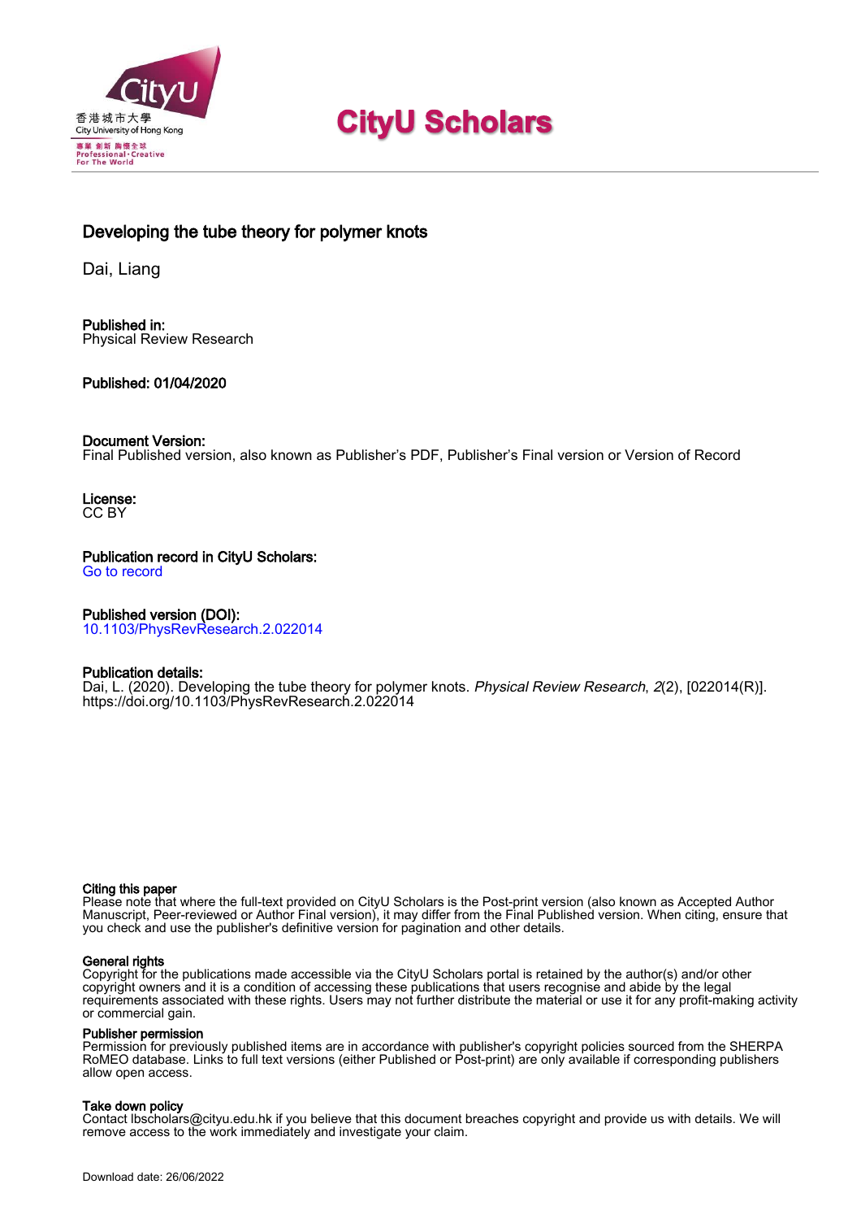# CityU Scholars

## Developing the tube theory for polymer knots

Dai, Liang

**Published in:**
Physical Review Research

**Published:** 01/04/2020

**Document Version:**
Final Published version, also known as Publisher's PDF, Publisher's Final version or Version of Record

**License:**
CC BY

**Publication record in CityU Scholars:**
Go to record

**Published version (DOI):**
10.1103/PhysRevResearch.2.022014

**Publication details:**
Dai, L. (2020). Developing the tube theory for polymer knots. *Physical Review Research*, *2*(2), [022014(R)]. https://doi.org/10.1103/PhysRevResearch.2.022014

**Citing this paper**
Please note that where the full-text provided on CityU Scholars is the Post-print version (also known as Accepted Author Manuscript, Peer-reviewed or Author Final version), it may differ from the Final Published version. When citing, ensure that you check and use the publisher's definitive version for pagination and other details.

**General rights**
Copyright for the publications made accessible via the CityU Scholars portal is retained by the author(s) and/or other copyright owners and it is a condition of accessing these publications that users recognise and abide by the legal requirements associated with these rights. Users may not further distribute the material or use it for any profit-making activity or commercial gain.

**Publisher permission**
Permission for previously published items are in accordance with publisher's copyright policies sourced from the SHERPA RoMEO database. Links to full text versions (either Published or Post-print) are only available if corresponding publishers allow open access.

**Take down policy**
Contact lbscholars@cityu.edu.hk if you believe that this document breaches copyright and provide us with details. We will remove access to the work immediately and investigate your claim.

Download date: 26/06/2022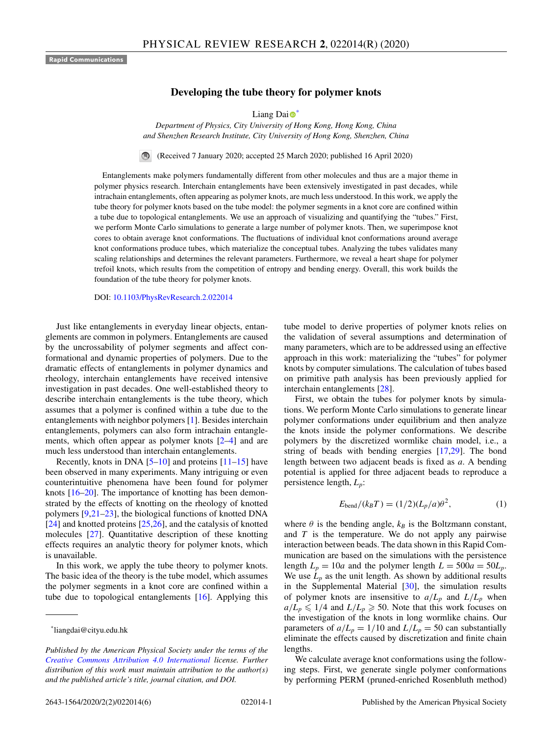Rapid Communications

# Developing the tube theory for polymer knots

Liang Dai [*]

*Department of Physics, City University of Hong Kong, Hong Kong, China and Shenzhen Research Institute, City University of Hong Kong, Shenzhen, China*

(Received 7 January 2020; accepted 25 March 2020; published 16 April 2020)

Entanglements make polymers fundamentally different from other molecules and thus are a major theme in polymer physics research. Interchain entanglements have been extensively investigated in past decades, while intrachain entanglements, often appearing as polymer knots, are much less understood. In this work, we apply the tube theory for polymer knots based on the tube model: the polymer segments in a knot core are confined within a tube due to topological entanglements. We use an approach of visualizing and quantifying the "tubes." First, we perform Monte Carlo simulations to generate a large number of polymer knots. Then, we superimpose knot cores to obtain average knot conformations. The fluctuations of individual knot conformations around average knot conformations produce tubes, which materialize the conceptual tubes. Analyzing the tubes validates many scaling relationships and determines the relevant parameters. Furthermore, we reveal a heart shape for polymer trefoil knots, which results from the competition of entropy and bending energy. Overall, this work builds the foundation of the tube theory for polymer knots.

DOI: 10.1103/PhysRevResearch.2.022014

Just like entanglements in everyday linear objects, entanglements are common in polymers. Entanglements are caused by the uncrossability of polymer segments and affect conformational and dynamic properties of polymers. Due to the dramatic effects of entanglements in polymer dynamics and rheology, interchain entanglements have received intensive investigation in past decades. One well-established theory to describe interchain entanglements is the tube theory, which assumes that a polymer is confined within a tube due to the entanglements with neighbor polymers [1]. Besides interchain entanglements, polymers can also form intrachain entanglements, which often appear as polymer knots [2–4] and are much less understood than interchain entanglements.

Recently, knots in DNA [5–10] and proteins [11–15] have been observed in many experiments. Many intriguing or even counterintuitive phenomena have been found for polymer knots [16–20]. The importance of knotting has been demonstrated by the effects of knotting on the rheology of knotted polymers [9,21–23], the biological functions of knotted DNA [24] and knotted proteins [25,26], and the catalysis of knotted molecules [27]. Quantitative description of these knotting effects requires an analytic theory for polymer knots, which is unavailable.

In this work, we apply the tube theory to polymer knots. The basic idea of the theory is the tube model, which assumes the polymer segments in a knot core are confined within a tube due to topological entanglements [16]. Applying this tube model to derive properties of polymer knots relies on the validation of several assumptions and determination of many parameters, which are to be addressed using an effective approach in this work: materializing the "tubes" for polymer knots by computer simulations. The calculation of tubes based on primitive path analysis has been previously applied for interchain entanglements [28].

First, we obtain the tubes for polymer knots by simulations. We perform Monte Carlo simulations to generate linear polymer conformations under equilibrium and then analyze the knots inside the polymer conformations. We describe polymers by the discretized wormlike chain model, i.e., a string of beads with bending energies [17,29]. The bond length between two adjacent beads is fixed as $a$. A bending potential is applied for three adjacent beads to reproduce a persistence length, $L_p$:

$$E_{\text{bend}}/(k_B T) = (1/2)(L_p/a)\theta^2, \tag{1}$$

where $\theta$ is the bending angle, $k_B$ is the Boltzmann constant, and $T$ is the temperature. We do not apply any pairwise interaction between beads. The data shown in this Rapid Communication are based on the simulations with the persistence length $L_p = 10a$ and the polymer length $L = 500a = 50L_p$. We use $L_p$ as the unit length. As shown by additional results in the Supplemental Material [30], the simulation results of polymer knots are insensitive to $a/L_p$ and $L/L_p$ when $a/L_p \leqslant 1/4$ and $L/L_p \geqslant 50$. Note that this work focuses on the investigation of the knots in long wormlike chains. Our parameters of $a/L_p = 1/10$ and $L/L_p = 50$ can substantially eliminate the effects caused by discretization and finite chain lengths.

We calculate average knot conformations using the following steps. First, we generate single polymer conformations by performing PERM (pruned-enriched Rosenbluth method)

[*] liangdai@cityu.edu.hk

*Published by the American Physical Society under the terms of the Creative Commons Attribution 4.0 International license. Further distribution of this work must maintain attribution to the author(s) and the published article's title, journal citation, and DOI.*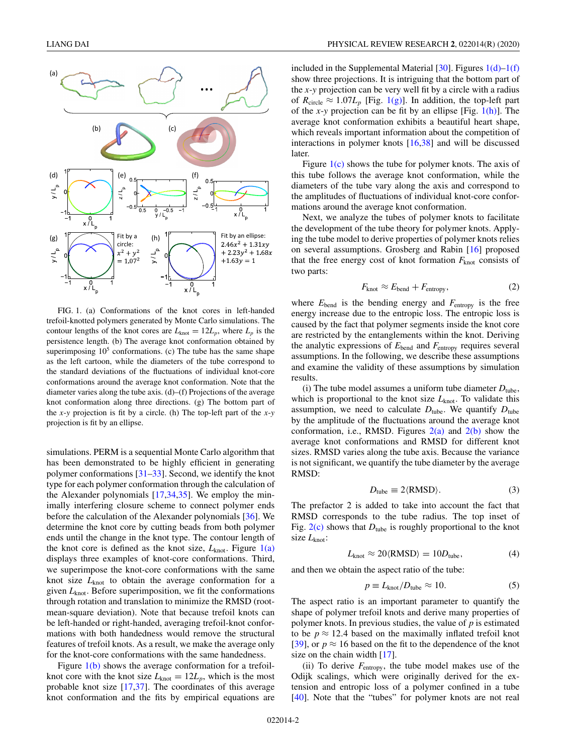FIG. 1. (a) Conformations of the knot cores in left-handed trefoil-knotted polymers generated by Monte Carlo simulations. The contour lengths of the knot cores are $L_{\text{knot}} = 12L_p$, where $L_p$ is the persistence length. (b) The average knot conformation obtained by superimposing $10^5$ conformations. (c) The tube has the same shape as the left cartoon, while the diameters of the tube correspond to the standard deviations of the fluctuations of individual knot-core conformations around the average knot conformation. Note that the diameter varies along the tube axis. (d)–(f) Projections of the average knot conformation along three directions. (g) The bottom part of the $x$-$y$ projection is fit by a circle. (h) The top-left part of the $x$-$y$ projection is fit by an ellipse.

simulations. PERM is a sequential Monte Carlo algorithm that has been demonstrated to be highly efficient in generating polymer conformations [31–33]. Second, we identify the knot type for each polymer conformation through the calculation of the Alexander polynomials [17,34,35]. We employ the minimally interfering closure scheme to connect polymer ends before the calculation of the Alexander polynomials [36]. We determine the knot core by cutting beads from both polymer ends until the change in the knot type. The contour length of the knot core is defined as the knot size, $L_{\text{knot}}$. Figure 1(a) displays three examples of knot-core conformations. Third, we superimpose the knot-core conformations with the same knot size $L_{\text{knot}}$ to obtain the average conformation for a given $L_{\text{knot}}$. Before superimposition, we fit the conformations through rotation and translation to minimize the RMSD (root-mean-square deviation). Note that because trefoil knots can be left-handed or right-handed, averaging trefoil-knot conformations with both handedness would remove the structural features of trefoil knots. As a result, we make the average only for the knot-core conformations with the same handedness.

Figure 1(b) shows the average conformation for a trefoil-knot core with the knot size $L_{\text{knot}} = 12L_p$, which is the most probable knot size [17,37]. The coordinates of this average knot conformation and the fits by empirical equations are included in the Supplemental Material [30]. Figures 1(d)–1(f) show three projections. It is intriguing that the bottom part of the $x$-$y$ projection can be very well fit by a circle with a radius of $R_{\text{circle}} \approx 1.07L_p$ [Fig. 1(g)]. In addition, the top-left part of the $x$-$y$ projection can be fit by an ellipse [Fig. 1(h)]. The average knot conformation exhibits a beautiful heart shape, which reveals important information about the competition of interactions in polymer knots [16,38] and will be discussed later.

Figure 1(c) shows the tube for polymer knots. The axis of this tube follows the average knot conformation, while the diameters of the tube vary along the axis and correspond to the amplitudes of fluctuations of individual knot-core conformations around the average knot conformation.

Next, we analyze the tubes of polymer knots to facilitate the development of the tube theory for polymer knots. Applying the tube model to derive properties of polymer knots relies on several assumptions. Grosberg and Rabin [16] proposed that the free energy cost of knot formation $F_{\text{knot}}$ consists of two parts:

$$F_{\text{knot}} \approx E_{\text{bend}} + F_{\text{entropy}}, \tag{2}$$

where $E_{\text{bend}}$ is the bending energy and $F_{\text{entropy}}$ is the free energy increase due to the entropic loss. The entropic loss is caused by the fact that polymer segments inside the knot core are restricted by the entanglements within the knot. Deriving the analytic expressions of $E_{\text{bend}}$ and $F_{\text{entropy}}$ requires several assumptions. In the following, we describe these assumptions and examine the validity of these assumptions by simulation results.

(i) The tube model assumes a uniform tube diameter $D_{\text{tube}}$, which is proportional to the knot size $L_{\text{knot}}$. To validate this assumption, we need to calculate $D_{\text{tube}}$. We quantify $D_{\text{tube}}$ by the amplitude of the fluctuations around the average knot conformation, i.e., RMSD. Figures 2(a) and 2(b) show the average knot conformations and RMSD for different knot sizes. RMSD varies along the tube axis. Because the variance is not significant, we quantify the tube diameter by the average RMSD:

$$D_{\text{tube}} \equiv 2\langle \text{RMSD} \rangle. \tag{3}$$

The prefactor 2 is added to take into account the fact that RMSD corresponds to the tube radius. The top inset of Fig. 2(c) shows that $D_{\text{tube}}$ is roughly proportional to the knot size $L_{\text{knot}}$:

$$L_{\text{knot}} \approx 20\langle \text{RMSD} \rangle = 10D_{\text{tube}}, \tag{4}$$

and then we obtain the aspect ratio of the tube:

$$p \equiv L_{\text{knot}}/D_{\text{tube}} \approx 10. \tag{5}$$

The aspect ratio is an important parameter to quantify the shape of polymer trefoil knots and derive many properties of polymer knots. In previous studies, the value of $p$ is estimated to be $p \approx 12.4$ based on the maximally inflated trefoil knot [39], or $p \approx 16$ based on the fit to the dependence of the knot size on the chain width [17].

(ii) To derive $F_{\text{entropy}}$, the tube model makes use of the Odijk scalings, which were originally derived for the extension and entropic loss of a polymer confined in a tube [40]. Note that the "tubes" for polymer knots are not real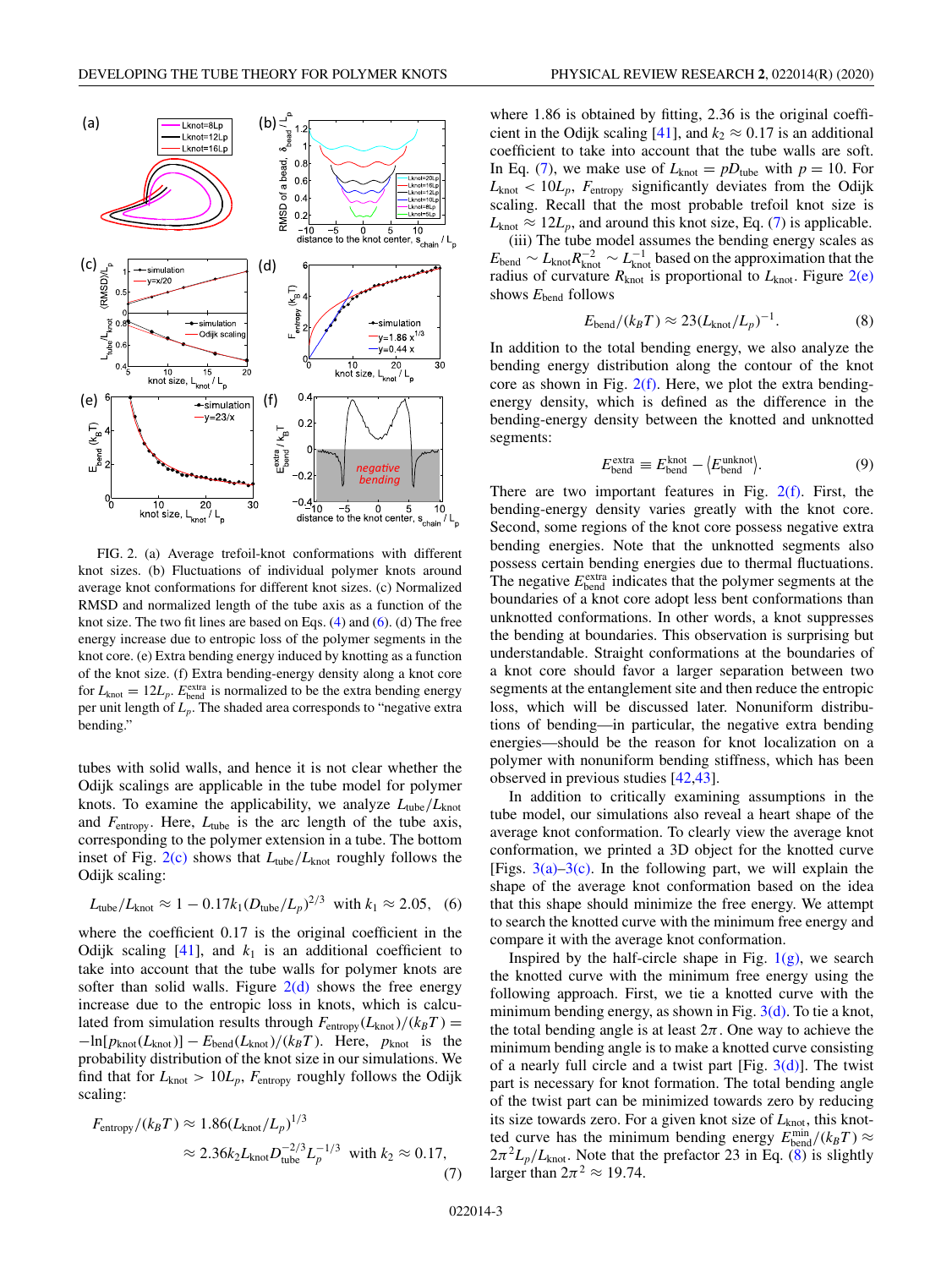FIG. 2. (a) Average trefoil-knot conformations with different knot sizes. (b) Fluctuations of individual polymer knots around average knot conformations for different knot sizes. (c) Normalized RMSD and normalized length of the tube axis as a function of the knot size. The two fit lines are based on Eqs. (4) and (6). (d) The free energy increase due to entropic loss of the polymer segments in the knot core. (e) Extra bending energy induced by knotting as a function of the knot size. (f) Extra bending-energy density along a knot core for $L_{\text{knot}} = 12L_p$. $E_{\text{bend}}^{\text{extra}}$ is normalized to be the extra bending energy per unit length of $L_p$. The shaded area corresponds to "negative extra bending."

tubes with solid walls, and hence it is not clear whether the Odijk scalings are applicable in the tube model for polymer knots. To examine the applicability, we analyze $L_{\text{tube}}/L_{\text{knot}}$ and $F_{\text{entropy}}$. Here, $L_{\text{tube}}$ is the arc length of the tube axis, corresponding to the polymer extension in a tube. The bottom inset of Fig. 2(c) shows that $L_{\text{tube}}/L_{\text{knot}}$ roughly follows the Odijk scaling:

$$L_{\text{tube}}/L_{\text{knot}} \approx 1 - 0.17k_1(D_{\text{tube}}/L_p)^{2/3} \quad \text{with } k_1 \approx 2.05, \quad (6)$$

where the coefficient 0.17 is the original coefficient in the Odijk scaling [41], and $k_1$ is an additional coefficient to take into account that the tube walls for polymer knots are softer than solid walls. Figure 2(d) shows the free energy increase due to the entropic loss in knots, which is calculated from simulation results through $F_{\text{entropy}}(L_{\text{knot}})/(k_BT) = -\ln[p_{\text{knot}}(L_{\text{knot}})] - E_{\text{bend}}(L_{\text{knot}})/(k_BT)$. Here, $p_{\text{knot}}$ is the probability distribution of the knot size in our simulations. We find that for $L_{\text{knot}} > 10L_p$, $F_{\text{entropy}}$ roughly follows the Odijk scaling:

$$\begin{aligned} F_{\text{entropy}}/(k_BT) &\approx 1.86(L_{\text{knot}}/L_p)^{1/3} \\ &\approx 2.36k_2L_{\text{knot}}D_{\text{tube}}^{-2/3}L_p^{-1/3} \quad \text{with } k_2 \approx 0.17, \end{aligned} \quad (7)$$

where 1.86 is obtained by fitting, 2.36 is the original coefficient in the Odijk scaling [41], and $k_2 \approx 0.17$ is an additional coefficient to take into account that the tube walls are soft. In Eq. (7), we make use of $L_{\text{knot}} = pD_{\text{tube}}$ with $p = 10$. For $L_{\text{knot}} < 10L_p$, $F_{\text{entropy}}$ significantly deviates from the Odijk scaling. Recall that the most probable trefoil knot size is $L_{\text{knot}} \approx 12L_p$, and around this knot size, Eq. (7) is applicable.

(iii) The tube model assumes the bending energy scales as $E_{\text{bend}} \sim L_{\text{knot}}R_{\text{knot}}^{-2} \sim L_{\text{knot}}^{-1}$ based on the approximation that the radius of curvature $R_{\text{knot}}$ is proportional to $L_{\text{knot}}$. Figure 2(e) shows $E_{\text{bend}}$ follows

$$E_{\text{bend}}/(k_BT) \approx 23(L_{\text{knot}}/L_p)^{-1}. \quad (8)$$

In addition to the total bending energy, we also analyze the bending energy distribution along the contour of the knot core as shown in Fig. 2(f). Here, we plot the extra bending-energy density, which is defined as the difference in the bending-energy density between the knotted and unknotted segments:

$$E_{\text{bend}}^{\text{extra}} \equiv E_{\text{bend}}^{\text{knot}} - \langle E_{\text{bend}}^{\text{unknot}} \rangle. \quad (9)$$

There are two important features in Fig. 2(f). First, the bending-energy density varies greatly with the knot core. Second, some regions of the knot core possess negative extra bending energies. Note that the unknotted segments also possess certain bending energies due to thermal fluctuations. The negative $E_{\text{bend}}^{\text{extra}}$ indicates that the polymer segments at the boundaries of a knot core adopt less bent conformations than unknotted conformations. In other words, a knot suppresses the bending at boundaries. This observation is surprising but understandable. Straight conformations at the boundaries of a knot core should favor a larger separation between two segments at the entanglement site and then reduce the entropic loss, which will be discussed later. Nonuniform distributions of bending—in particular, the negative extra bending energies—should be the reason for knot localization on a polymer with nonuniform bending stiffness, which has been observed in previous studies [42,43].

In addition to critically examining assumptions in the tube model, our simulations also reveal a heart shape of the average knot conformation. To clearly view the average knot conformation, we printed a 3D object for the knotted curve [Figs. 3(a)–3(c). In the following part, we will explain the shape of the average knot conformation based on the idea that this shape should minimize the free energy. We attempt to search the knotted curve with the minimum free energy and compare it with the average knot conformation.

Inspired by the half-circle shape in Fig. 1(g), we search the knotted curve with the minimum free energy using the following approach. First, we tie a knotted curve with the minimum bending energy, as shown in Fig. 3(d). To tie a knot, the total bending angle is at least $2\pi$. One way to achieve the minimum bending angle is to make a knotted curve consisting of a nearly full circle and a twist part [Fig. 3(d)]. The twist part is necessary for knot formation. The total bending angle of the twist part can be minimized towards zero by reducing its size towards zero. For a given knot size of $L_{\text{knot}}$, this knotted curve has the minimum bending energy $E_{\text{bend}}^{\text{min}}/(k_BT) \approx 2\pi^2L_p/L_{\text{knot}}$. Note that the prefactor 23 in Eq. (8) is slightly larger than $2\pi^2 \approx 19.74$.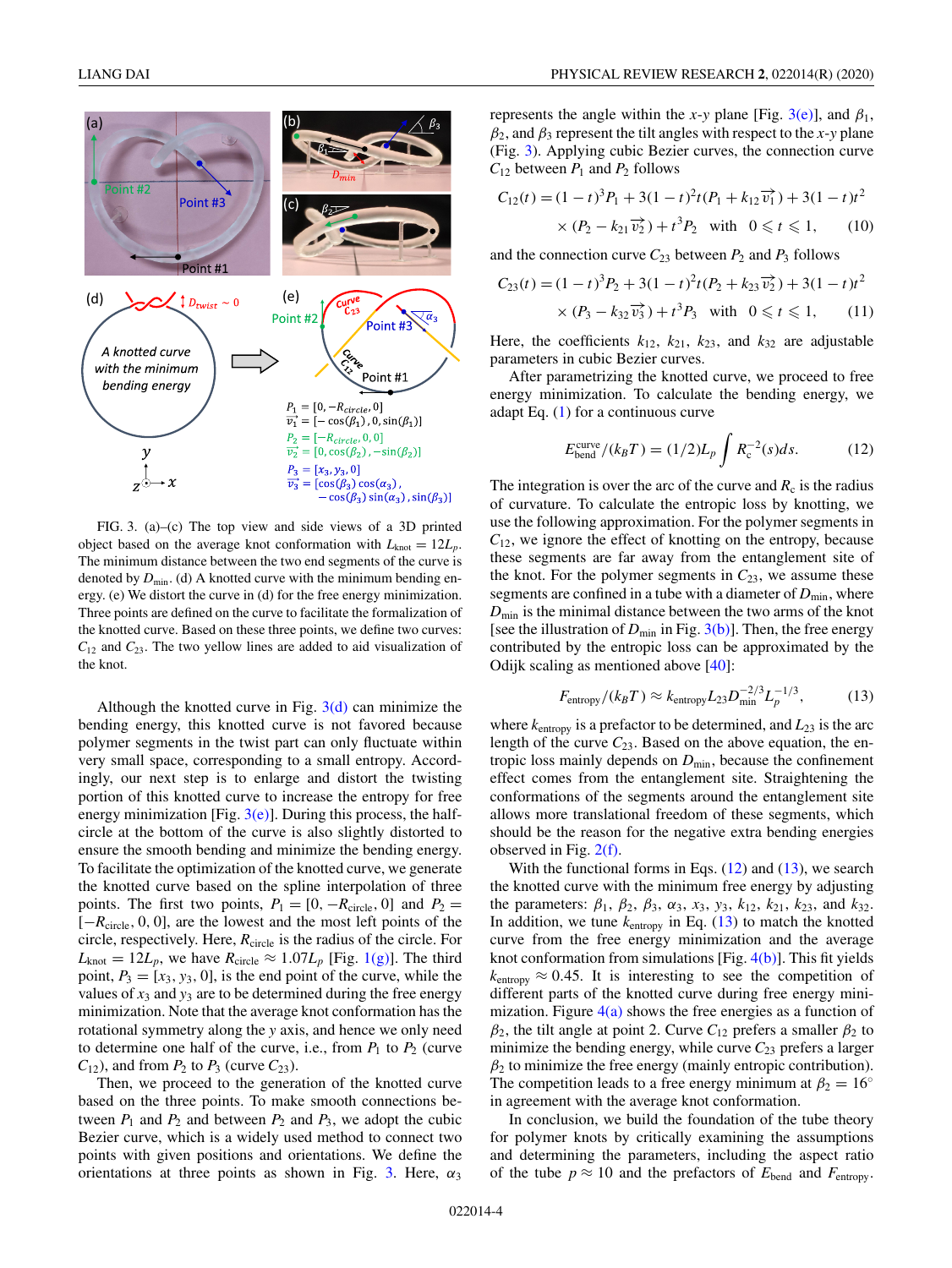FIG. 3. (a)–(c) The top view and side views of a 3D printed object based on the average knot conformation with $L_{\text{knot}} = 12L_p$. The minimum distance between the two end segments of the curve is denoted by $D_{\min}$. (d) A knotted curve with the minimum bending energy. (e) We distort the curve in (d) for the free energy minimization. Three points are defined on the curve to facilitate the formalization of the knotted curve. Based on these three points, we define two curves: $C_{12}$ and $C_{23}$. The two yellow lines are added to aid visualization of the knot.

Although the knotted curve in Fig. 3(d) can minimize the bending energy, this knotted curve is not favored because polymer segments in the twist part can only fluctuate within very small space, corresponding to a small entropy. Accordingly, our next step is to enlarge and distort the twisting portion of this knotted curve to increase the entropy for free energy minimization [Fig. 3(e)]. During this process, the half-circle at the bottom of the curve is also slightly distorted to ensure the smooth bending and minimize the bending energy. To facilitate the optimization of the knotted curve, we generate the knotted curve based on the spline interpolation of three points. The first two points, $P_1 = [0, -R_{\text{circle}}, 0]$ and $P_2 = [-R_{\text{circle}}, 0, 0]$, are the lowest and the most left points of the circle, respectively. Here, $R_{\text{circle}}$ is the radius of the circle. For $L_{\text{knot}} = 12L_p$, we have $R_{\text{circle}} \approx 1.07L_p$ [Fig. 1(g)]. The third point, $P_3 = [x_3, y_3, 0]$, is the end point of the curve, while the values of $x_3$ and $y_3$ are to be determined during the free energy minimization. Note that the average knot conformation has the rotational symmetry along the $y$ axis, and hence we only need to determine one half of the curve, i.e., from $P_1$ to $P_2$ (curve $C_{12}$), and from $P_2$ to $P_3$ (curve $C_{23}$).

Then, we proceed to the generation of the knotted curve based on the three points. To make smooth connections between $P_1$ and $P_2$ and between $P_2$ and $P_3$, we adopt the cubic Bezier curve, which is a widely used method to connect two points with given positions and orientations. We define the orientations at three points as shown in Fig. 3. Here, $\alpha_3$ represents the angle within the $x$-$y$ plane [Fig. 3(e)], and $\beta_1$, $\beta_2$, and $\beta_3$ represent the tilt angles with respect to the $x$-$y$ plane (Fig. 3). Applying cubic Bezier curves, the connection curve $C_{12}$ between $P_1$ and $P_2$ follows

$$C_{12}(t) = (1-t)^3 P_1 + 3(1-t)^2 t (P_1 + k_{12}\overrightarrow{v_1}) + 3(1-t)t^2 \times (P_2 - k_{21}\overrightarrow{v_2}) + t^3 P_2 \quad \text{with} \quad 0 \leqslant t \leqslant 1, \tag{10}$$

and the connection curve $C_{23}$ between $P_2$ and $P_3$ follows

$$C_{23}(t) = (1-t)^3 P_2 + 3(1-t)^2 t (P_2 + k_{23}\overrightarrow{v_2}) + 3(1-t)t^2 \times (P_3 - k_{32}\overrightarrow{v_3}) + t^3 P_3 \quad \text{with} \quad 0 \leqslant t \leqslant 1, \tag{11}$$

Here, the coefficients $k_{12}$, $k_{21}$, $k_{23}$, and $k_{32}$ are adjustable parameters in cubic Bezier curves.

After parametrizing the knotted curve, we proceed to free energy minimization. To calculate the bending energy, we adapt Eq. (1) for a continuous curve

$$E_{\text{bend}}^{\text{curve}}/(k_B T) = (1/2) L_p \int R_c^{-2}(s) ds. \tag{12}$$

The integration is over the arc of the curve and $R_c$ is the radius of curvature. To calculate the entropic loss by knotting, we use the following approximation. For the polymer segments in $C_{12}$, we ignore the effect of knotting on the entropy, because these segments are far away from the entanglement site of the knot. For the polymer segments in $C_{23}$, we assume these segments are confined in a tube with a diameter of $D_{\min}$, where $D_{\min}$ is the minimal distance between the two arms of the knot [see the illustration of $D_{\min}$ in Fig. 3(b)]. Then, the free energy contributed by the entropic loss can be approximated by the Odijk scaling as mentioned above [40]:

$$F_{\text{entropy}}/(k_B T) \approx k_{\text{entropy}} L_{23} D_{\min}^{-2/3} L_p^{-1/3}, \tag{13}$$

where $k_{\text{entropy}}$ is a prefactor to be determined, and $L_{23}$ is the arc length of the curve $C_{23}$. Based on the above equation, the entropic loss mainly depends on $D_{\min}$, because the confinement effect comes from the entanglement site. Straightening the conformations of the segments around the entanglement site allows more translational freedom of these segments, which should be the reason for the negative extra bending energies observed in Fig. 2(f).

With the functional forms in Eqs. (12) and (13), we search the knotted curve with the minimum free energy by adjusting the parameters: $\beta_1$, $\beta_2$, $\beta_3$, $\alpha_3$, $x_3$, $y_3$, $k_{12}$, $k_{21}$, $k_{23}$, and $k_{32}$. In addition, we tune $k_{\text{entropy}}$ in Eq. (13) to match the knotted curve from the free energy minimization and the average knot conformation from simulations [Fig. 4(b)]. This fit yields $k_{\text{entropy}} \approx 0.45$. It is interesting to see the competition of different parts of the knotted curve during free energy minimization. Figure 4(a) shows the free energies as a function of $\beta_2$, the tilt angle at point 2. Curve $C_{12}$ prefers a smaller $\beta_2$ to minimize the bending energy, while curve $C_{23}$ prefers a larger $\beta_2$ to minimize the free energy (mainly entropic contribution). The competition leads to a free energy minimum at $\beta_2 = 16^\circ$ in agreement with the average knot conformation.

In conclusion, we build the foundation of the tube theory for polymer knots by critically examining the assumptions and determining the parameters, including the aspect ratio of the tube $p \approx 10$ and the prefactors of $E_{\text{bend}}$ and $F_{\text{entropy}}$.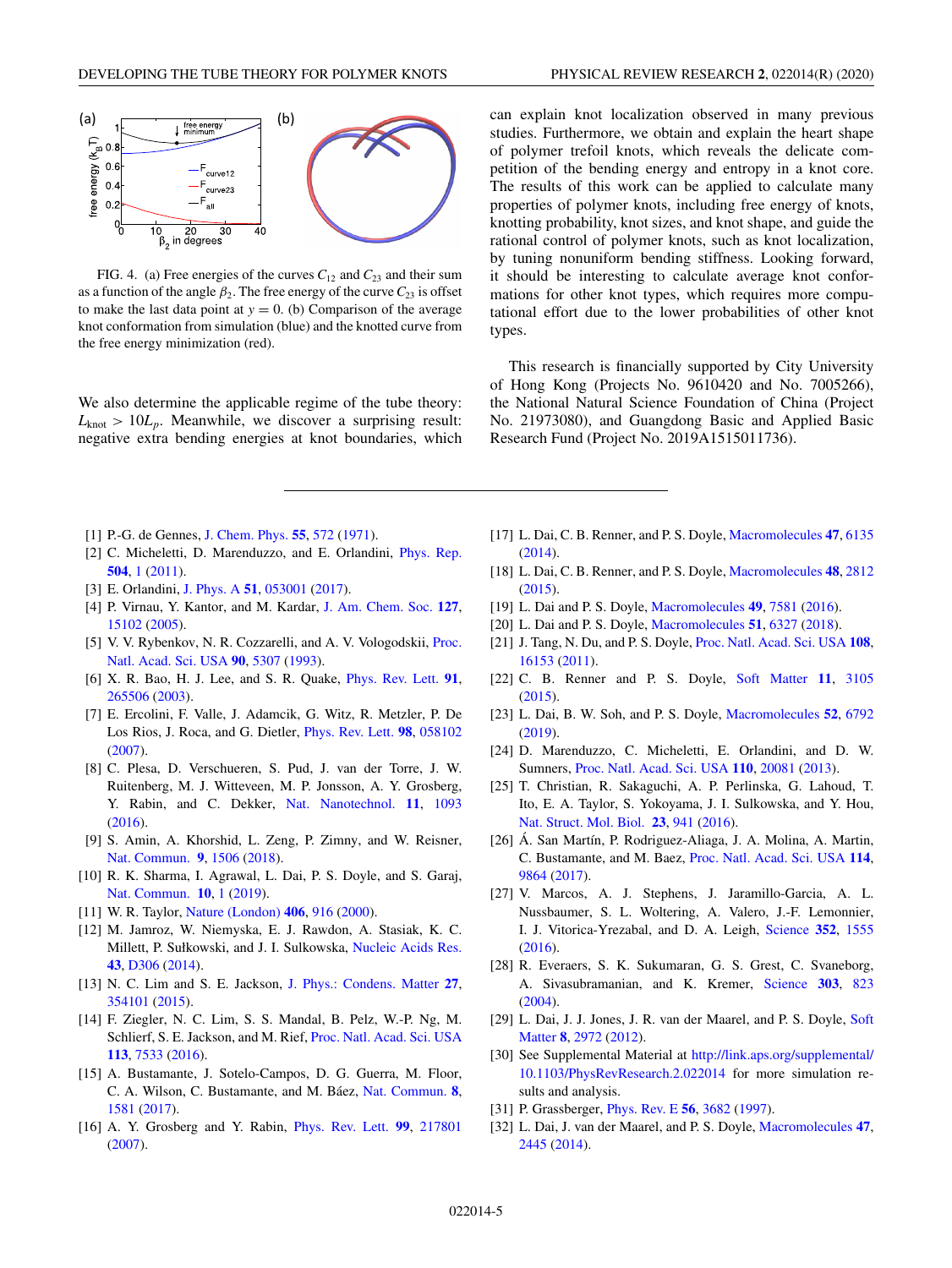FIG. 4. (a) Free energies of the curves $C_{12}$ and $C_{23}$ and their sum as a function of the angle $\beta_2$. The free energy of the curve $C_{23}$ is offset to make the last data point at $y = 0$. (b) Comparison of the average knot conformation from simulation (blue) and the knotted curve from the free energy minimization (red).

We also determine the applicable regime of the tube theory: $L_{\text{knot}} > 10L_p$. Meanwhile, we discover a surprising result: negative extra bending energies at knot boundaries, which can explain knot localization observed in many previous studies. Furthermore, we obtain and explain the heart shape of polymer trefoil knots, which reveals the delicate competition of the bending energy and entropy in a knot core. The results of this work can be applied to calculate many properties of polymer knots, including free energy of knots, knotting probability, knot sizes, and knot shape, and guide the rational control of polymer knots, such as knot localization, by tuning nonuniform bending stiffness. Looking forward, it should be interesting to calculate average knot conformations for other knot types, which requires more computational effort due to the lower probabilities of other knot types.

This research is financially supported by City University of Hong Kong (Projects No. 9610420 and No. 7005266), the National Natural Science Foundation of China (Project No. 21973080), and Guangdong Basic and Applied Basic Research Fund (Project No. 2019A1515011736).

---

[1] P.-G. de Gennes, J. Chem. Phys. **55**, 572 (1971).

[2] C. Micheletti, D. Marenduzzo, and E. Orlandini, Phys. Rep. **504**, 1 (2011).

[3] E. Orlandini, J. Phys. A **51**, 053001 (2017).

[4] P. Virnau, Y. Kantor, and M. Kardar, J. Am. Chem. Soc. **127**, 15102 (2005).

[5] V. V. Rybenkov, N. R. Cozzarelli, and A. V. Vologodskii, Proc. Natl. Acad. Sci. USA **90**, 5307 (1993).

[6] X. R. Bao, H. J. Lee, and S. R. Quake, Phys. Rev. Lett. **91**, 265506 (2003).

[7] E. Ercolini, F. Valle, J. Adamcik, G. Witz, R. Metzler, P. De Los Rios, J. Roca, and G. Dietler, Phys. Rev. Lett. **98**, 058102 (2007).

[8] C. Plesa, D. Verschueren, S. Pud, J. van der Torre, J. W. Ruitenberg, M. J. Witteveen, M. P. Jonsson, A. Y. Grosberg, Y. Rabin, and C. Dekker, Nat. Nanotechnol. **11**, 1093 (2016).

[9] S. Amin, A. Khorshid, L. Zeng, P. Zimny, and W. Reisner, Nat. Commun. **9**, 1506 (2018).

[10] R. K. Sharma, I. Agrawal, L. Dai, P. S. Doyle, and S. Garaj, Nat. Commun. **10**, 1 (2019).

[11] W. R. Taylor, Nature (London) **406**, 916 (2000).

[12] M. Jamroz, W. Niemyska, E. J. Rawdon, A. Stasiak, K. C. Millett, P. Sułkowski, and J. I. Sulkowska, Nucleic Acids Res. **43**, D306 (2014).

[13] N. C. Lim and S. E. Jackson, J. Phys.: Condens. Matter **27**, 354101 (2015).

[14] F. Ziegler, N. C. Lim, S. S. Mandal, B. Pelz, W.-P. Ng, M. Schlierf, S. E. Jackson, and M. Rief, Proc. Natl. Acad. Sci. USA **113**, 7533 (2016).

[15] A. Bustamante, J. Sotelo-Campos, D. G. Guerra, M. Floor, C. A. Wilson, C. Bustamante, and M. Báez, Nat. Commun. **8**, 1581 (2017).

[16] A. Y. Grosberg and Y. Rabin, Phys. Rev. Lett. **99**, 217801 (2007).

[17] L. Dai, C. B. Renner, and P. S. Doyle, Macromolecules **47**, 6135 (2014).

[18] L. Dai, C. B. Renner, and P. S. Doyle, Macromolecules **48**, 2812 (2015).

[19] L. Dai and P. S. Doyle, Macromolecules **49**, 7581 (2016).

[20] L. Dai and P. S. Doyle, Macromolecules **51**, 6327 (2018).

[21] J. Tang, N. Du, and P. S. Doyle, Proc. Natl. Acad. Sci. USA **108**, 16153 (2011).

[22] C. B. Renner and P. S. Doyle, Soft Matter **11**, 3105 (2015).

[23] L. Dai, B. W. Soh, and P. S. Doyle, Macromolecules **52**, 6792 (2019).

[24] D. Marenduzzo, C. Micheletti, E. Orlandini, and D. W. Sumners, Proc. Natl. Acad. Sci. USA **110**, 20081 (2013).

[25] T. Christian, R. Sakaguchi, A. P. Perlinska, G. Lahoud, T. Ito, E. A. Taylor, S. Yokoyama, J. I. Sulkowska, and Y. Hou, Nat. Struct. Mol. Biol. **23**, 941 (2016).

[26] Á. San Martín, P. Rodriguez-Aliaga, J. A. Molina, A. Martin, C. Bustamante, and M. Baez, Proc. Natl. Acad. Sci. USA **114**, 9864 (2017).

[27] V. Marcos, A. J. Stephens, J. Jaramillo-Garcia, A. L. Nussbaumer, S. L. Woltering, A. Valero, J.-F. Lemonnier, I. J. Vitorica-Yrezabal, and D. A. Leigh, Science **352**, 1555 (2016).

[28] R. Everaers, S. K. Sukumaran, G. S. Grest, C. Svaneborg, A. Sivasubramanian, and K. Kremer, Science **303**, 823 (2004).

[29] L. Dai, J. J. Jones, J. R. van der Maarel, and P. S. Doyle, Soft Matter **8**, 2972 (2012).

[30] See Supplemental Material at http://link.aps.org/supplemental/10.1103/PhysRevResearch.2.022014 for more simulation results and analysis.

[31] P. Grassberger, Phys. Rev. E **56**, 3682 (1997).

[32] L. Dai, J. van der Maarel, and P. S. Doyle, Macromolecules **47**, 2445 (2014).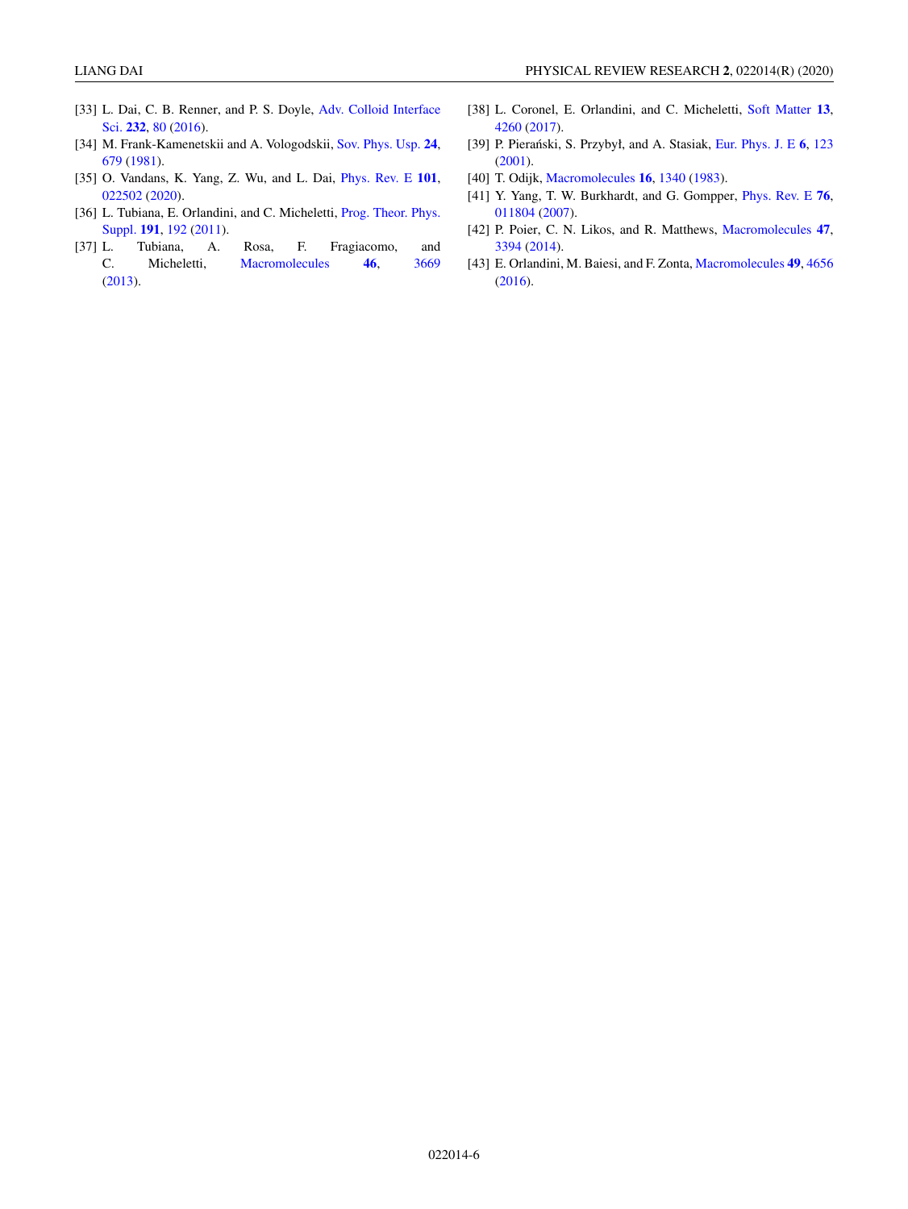[33] L. Dai, C. B. Renner, and P. S. Doyle, Adv. Colloid Interface Sci. **232**, 80 (2016).

[34] M. Frank-Kamenetskii and A. Vologodskii, Sov. Phys. Usp. **24**, 679 (1981).

[35] O. Vandans, K. Yang, Z. Wu, and L. Dai, Phys. Rev. E **101**, 022502 (2020).

[36] L. Tubiana, E. Orlandini, and C. Micheletti, Prog. Theor. Phys. Suppl. **191**, 192 (2011).

[37] L. Tubiana, A. Rosa, F. Fragiacomo, and C. Micheletti, Macromolecules **46**, 3669 (2013).

[38] L. Coronel, E. Orlandini, and C. Micheletti, Soft Matter **13**, 4260 (2017).

[39] P. Pierański, S. Przybył, and A. Stasiak, Eur. Phys. J. E **6**, 123 (2001).

[40] T. Odijk, Macromolecules **16**, 1340 (1983).

[41] Y. Yang, T. W. Burkhardt, and G. Gompper, Phys. Rev. E **76**, 011804 (2007).

[42] P. Poier, C. N. Likos, and R. Matthews, Macromolecules **47**, 3394 (2014).

[43] E. Orlandini, M. Baiesi, and F. Zonta, Macromolecules **49**, 4656 (2016).